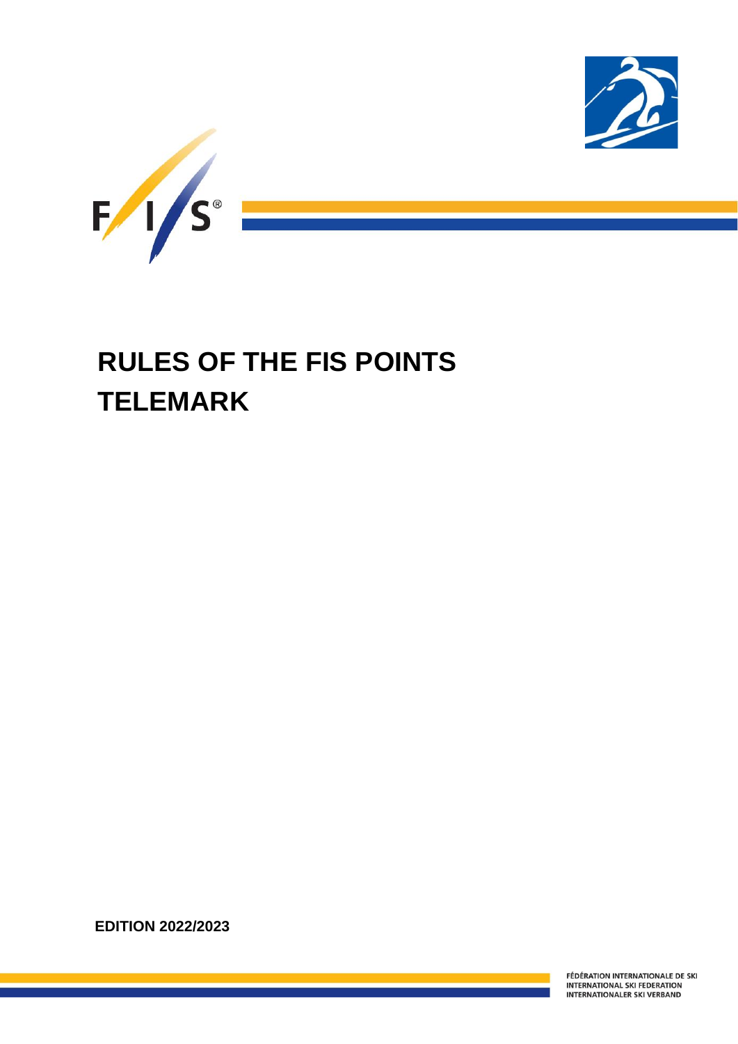# RULES OF THE FIS POINTS TELEMARK

**EDITION 2022/2023**

FÉDÉRATION INTERNATIONALE DE SKI
INTERNATIONAL SKI FEDERATION
INTERNATIONALER SKI VERBAND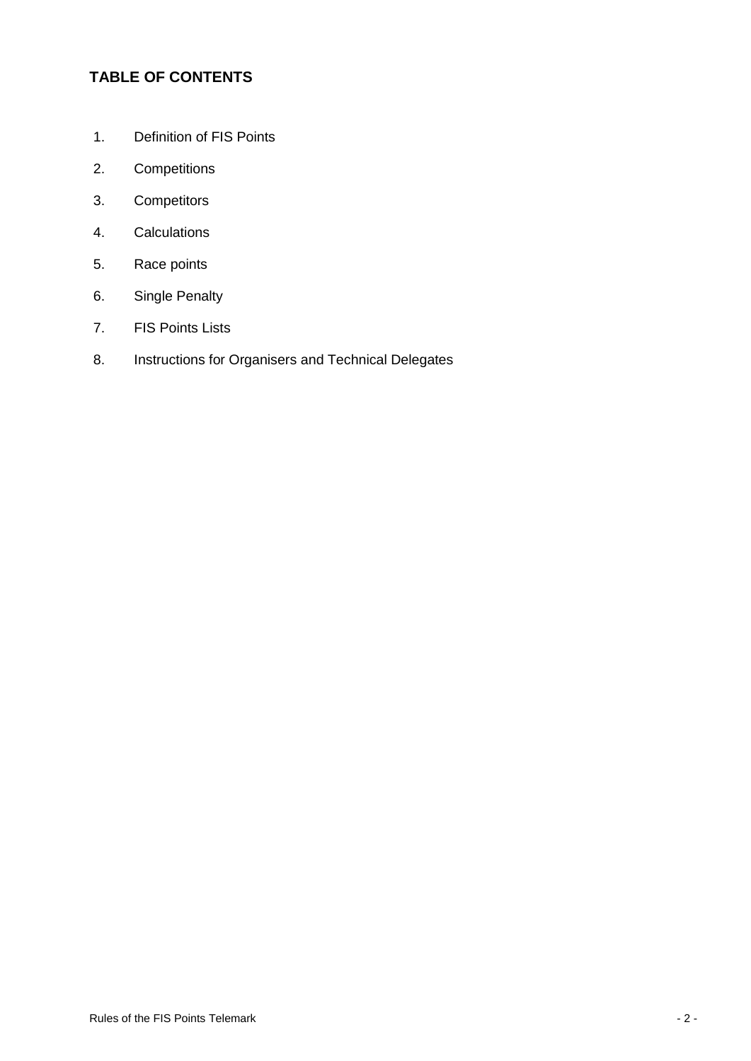## TABLE OF CONTENTS

1. Definition of FIS Points
2. Competitions
3. Competitors
4. Calculations
5. Race points
6. Single Penalty
7. FIS Points Lists
8. Instructions for Organisers and Technical Delegates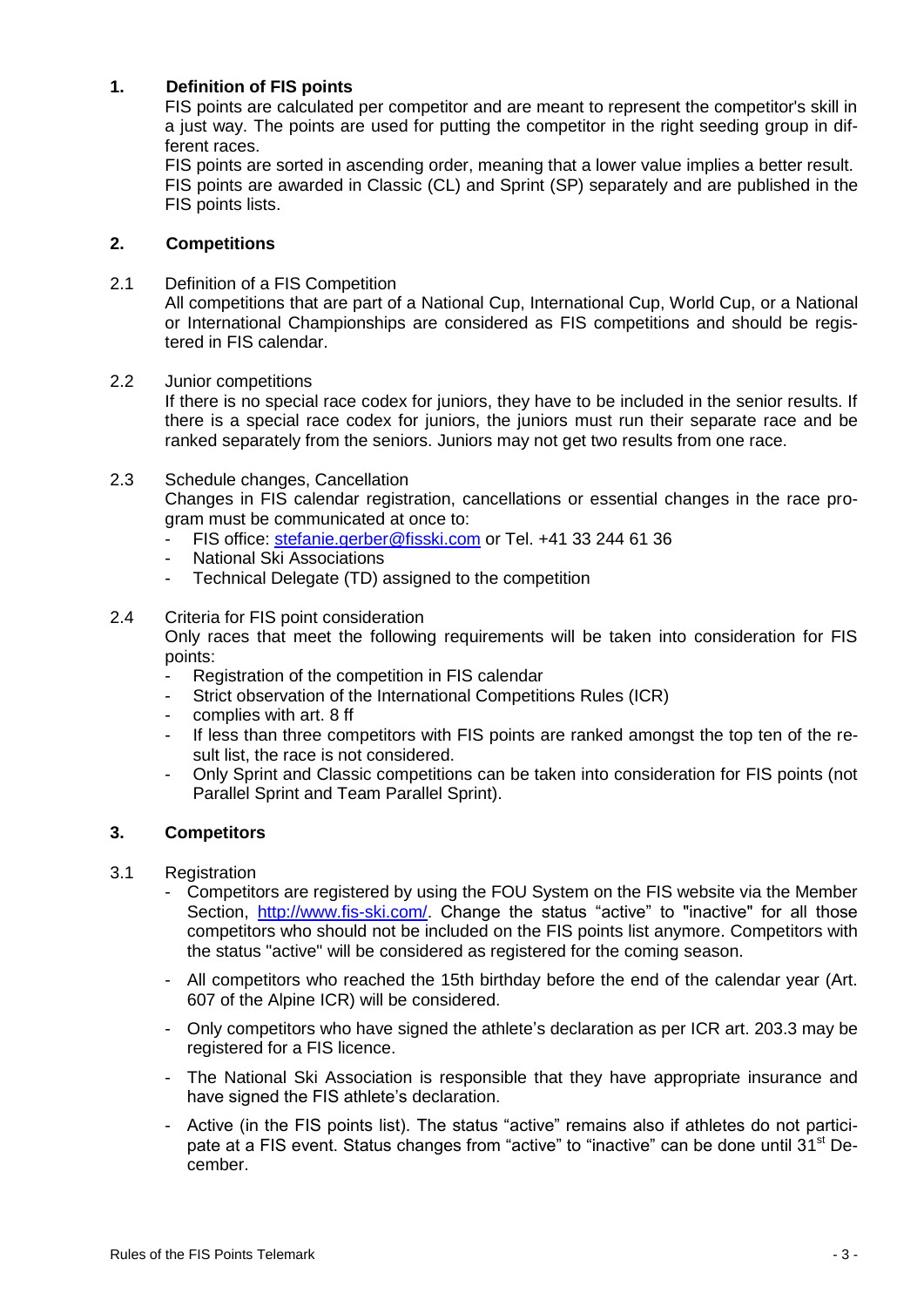## 1. Definition of FIS points

FIS points are calculated per competitor and are meant to represent the competitor's skill in a just way. The points are used for putting the competitor in the right seeding group in different races.

FIS points are sorted in ascending order, meaning that a lower value implies a better result.

FIS points are awarded in Classic (CL) and Sprint (SP) separately and are published in the FIS points lists.

## 2. Competitions

### 2.1 Definition of a FIS Competition

All competitions that are part of a National Cup, International Cup, World Cup, or a National or International Championships are considered as FIS competitions and should be registered in FIS calendar.

### 2.2 Junior competitions

If there is no special race codex for juniors, they have to be included in the senior results. If there is a special race codex for juniors, the juniors must run their separate race and be ranked separately from the seniors. Juniors may not get two results from one race.

### 2.3 Schedule changes, Cancellation

Changes in FIS calendar registration, cancellations or essential changes in the race program must be communicated at once to:

- FIS office: stefanie.gerber@fisski.com or Tel. +41 33 244 61 36
- National Ski Associations
- Technical Delegate (TD) assigned to the competition

### 2.4 Criteria for FIS point consideration

Only races that meet the following requirements will be taken into consideration for FIS points:

- Registration of the competition in FIS calendar
- Strict observation of the International Competitions Rules (ICR)
- complies with art. 8 ff
- If less than three competitors with FIS points are ranked amongst the top ten of the result list, the race is not considered.
- Only Sprint and Classic competitions can be taken into consideration for FIS points (not Parallel Sprint and Team Parallel Sprint).

## 3. Competitors

### 3.1 Registration

- Competitors are registered by using the FOU System on the FIS website via the Member Section, http://www.fis-ski.com/. Change the status "active" to "inactive" for all those competitors who should not be included on the FIS points list anymore. Competitors with the status "active" will be considered as registered for the coming season.
- All competitors who reached the 15th birthday before the end of the calendar year (Art. 607 of the Alpine ICR) will be considered.
- Only competitors who have signed the athlete's declaration as per ICR art. 203.3 may be registered for a FIS licence.
- The National Ski Association is responsible that they have appropriate insurance and have signed the FIS athlete's declaration.
- Active (in the FIS points list). The status "active" remains also if athletes do not participate at a FIS event. Status changes from "active" to "inactive" can be done until 31st December.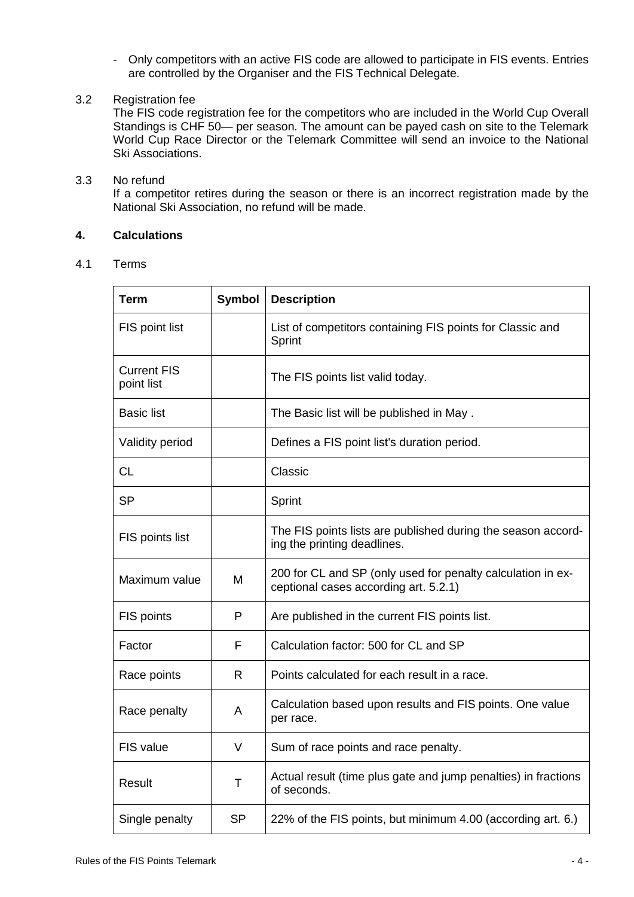- Only competitors with an active FIS code are allowed to participate in FIS events. Entries are controlled by the Organiser and the FIS Technical Delegate.

3.2 Registration fee

The FIS code registration fee for the competitors who are included in the World Cup Overall Standings is CHF 50— per season. The amount can be payed cash on site to the Telemark World Cup Race Director or the Telemark Committee will send an invoice to the National Ski Associations.

3.3 No refund

If a competitor retires during the season or there is an incorrect registration made by the National Ski Association, no refund will be made.

## 4. Calculations

4.1 Terms

| Term | Symbol | Description |
|---|---|---|
| FIS point list | | List of competitors containing FIS points for Classic and Sprint |
| Current FIS point list | | The FIS points list valid today. |
| Basic list | | The Basic list will be published in May . |
| Validity period | | Defines a FIS point list's duration period. |
| CL | | Classic |
| SP | | Sprint |
| FIS points list | | The FIS points lists are published during the season according the printing deadlines. |
| Maximum value | M | 200 for CL and SP (only used for penalty calculation in exceptional cases according art. 5.2.1) |
| FIS points | P | Are published in the current FIS points list. |
| Factor | F | Calculation factor: 500 for CL and SP |
| Race points | R | Points calculated for each result in a race. |
| Race penalty | A | Calculation based upon results and FIS points. One value per race. |
| FIS value | V | Sum of race points and race penalty. |
| Result | T | Actual result (time plus gate and jump penalties) in fractions of seconds. |
| Single penalty | SP | 22% of the FIS points, but minimum 4.00 (according art. 6.) |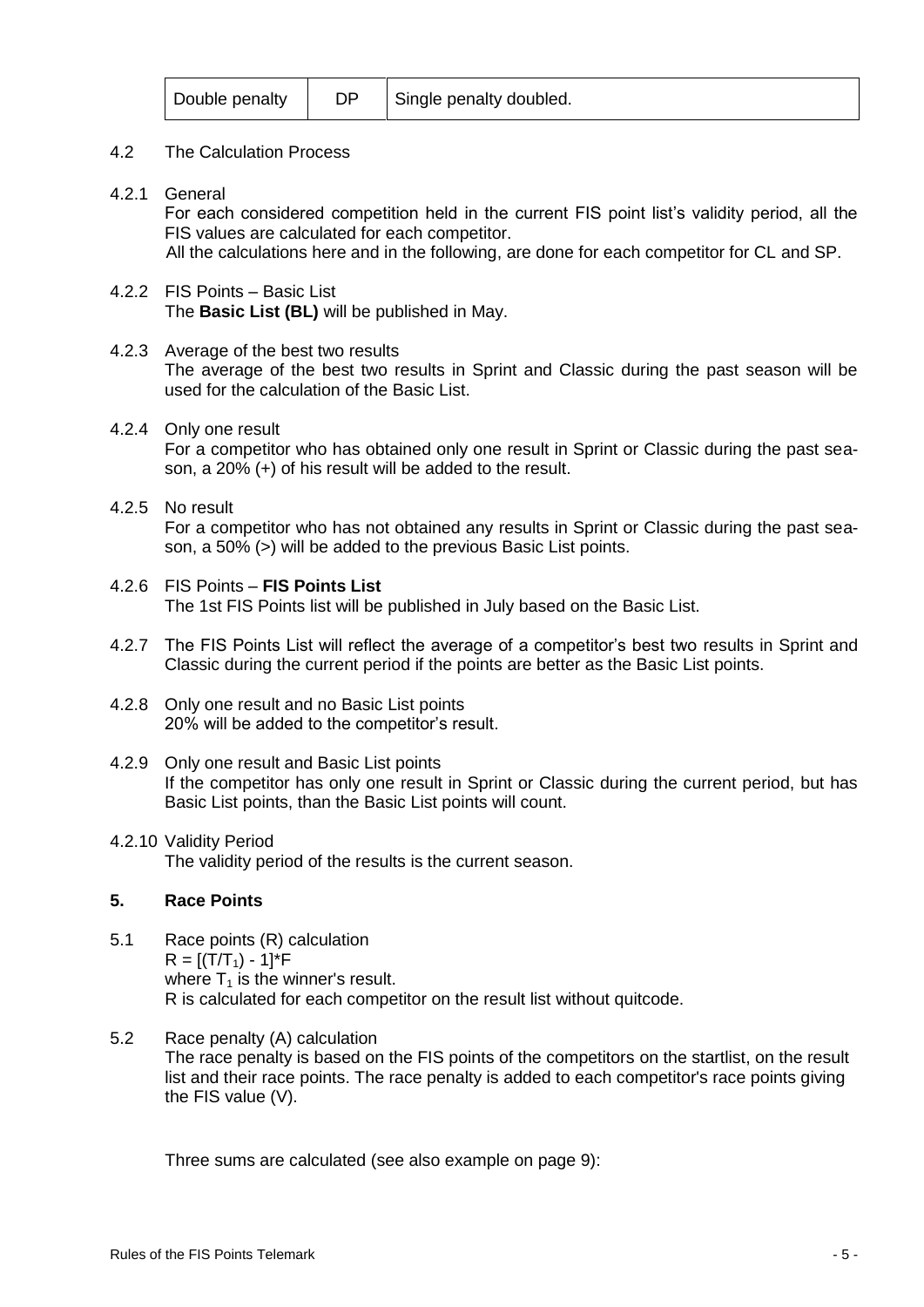| Double penalty | DP | Single penalty doubled. |
|---|---|---|

4.2 The Calculation Process

4.2.1 General

For each considered competition held in the current FIS point list's validity period, all the FIS values are calculated for each competitor.

All the calculations here and in the following, are done for each competitor for CL and SP.

4.2.2 FIS Points – Basic List

The **Basic List (BL)** will be published in May.

4.2.3 Average of the best two results

The average of the best two results in Sprint and Classic during the past season will be used for the calculation of the Basic List.

4.2.4 Only one result

For a competitor who has obtained only one result in Sprint or Classic during the past season, a 20% (+) of his result will be added to the result.

4.2.5 No result

For a competitor who has not obtained any results in Sprint or Classic during the past season, a 50% (>) will be added to the previous Basic List points.

4.2.6 FIS Points – **FIS Points List**

The 1st FIS Points list will be published in July based on the Basic List.

4.2.7 The FIS Points List will reflect the average of a competitor's best two results in Sprint and Classic during the current period if the points are better as the Basic List points.

4.2.8 Only one result and no Basic List points

20% will be added to the competitor's result.

4.2.9 Only one result and Basic List points

If the competitor has only one result in Sprint or Classic during the current period, but has Basic List points, than the Basic List points will count.

4.2.10 Validity Period

The validity period of the results is the current season.

## 5. Race Points

5.1 Race points (R) calculation

$R = [(T/T_1) - 1]*F$

where $T_1$ is the winner's result.

R is calculated for each competitor on the result list without quitcode.

5.2 Race penalty (A) calculation

The race penalty is based on the FIS points of the competitors on the startlist, on the result list and their race points. The race penalty is added to each competitor's race points giving the FIS value (V).

Three sums are calculated (see also example on page 9):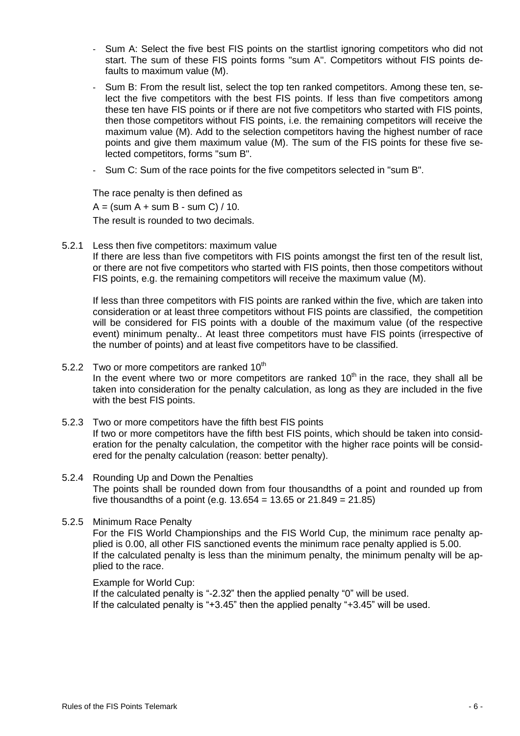- Sum A: Select the five best FIS points on the startlist ignoring competitors who did not start. The sum of these FIS points forms "sum A". Competitors without FIS points defaults to maximum value (M).
- Sum B: From the result list, select the top ten ranked competitors. Among these ten, select the five competitors with the best FIS points. If less than five competitors among these ten have FIS points or if there are not five competitors who started with FIS points, then those competitors without FIS points, i.e. the remaining competitors will receive the maximum value (M). Add to the selection competitors having the highest number of race points and give them maximum value (M). The sum of the FIS points for these five selected competitors, forms "sum B".
- Sum C: Sum of the race points for the five competitors selected in "sum B".

The race penalty is then defined as

A = (sum A + sum B - sum C) / 10.

The result is rounded to two decimals.

5.2.1 Less then five competitors: maximum value

If there are less than five competitors with FIS points amongst the first ten of the result list, or there are not five competitors who started with FIS points, then those competitors without FIS points, e.g. the remaining competitors will receive the maximum value (M).

If less than three competitors with FIS points are ranked within the five, which are taken into consideration or at least three competitors without FIS points are classified, the competition will be considered for FIS points with a double of the maximum value (of the respective event) minimum penalty.. At least three competitors must have FIS points (irrespective of the number of points) and at least five competitors have to be classified.

5.2.2 Two or more competitors are ranked 10th

In the event where two or more competitors are ranked 10th in the race, they shall all be taken into consideration for the penalty calculation, as long as they are included in the five with the best FIS points.

5.2.3 Two or more competitors have the fifth best FIS points

If two or more competitors have the fifth best FIS points, which should be taken into consideration for the penalty calculation, the competitor with the higher race points will be considered for the penalty calculation (reason: better penalty).

5.2.4 Rounding Up and Down the Penalties

The points shall be rounded down from four thousandths of a point and rounded up from five thousandths of a point (e.g. 13.654 = 13.65 or 21.849 = 21.85)

5.2.5 Minimum Race Penalty

For the FIS World Championships and the FIS World Cup, the minimum race penalty applied is 0.00, all other FIS sanctioned events the minimum race penalty applied is 5.00. If the calculated penalty is less than the minimum penalty, the minimum penalty will be applied to the race.

Example for World Cup:

If the calculated penalty is "-2.32" then the applied penalty "0" will be used.
If the calculated penalty is "+3.45" then the applied penalty "+3.45" will be used.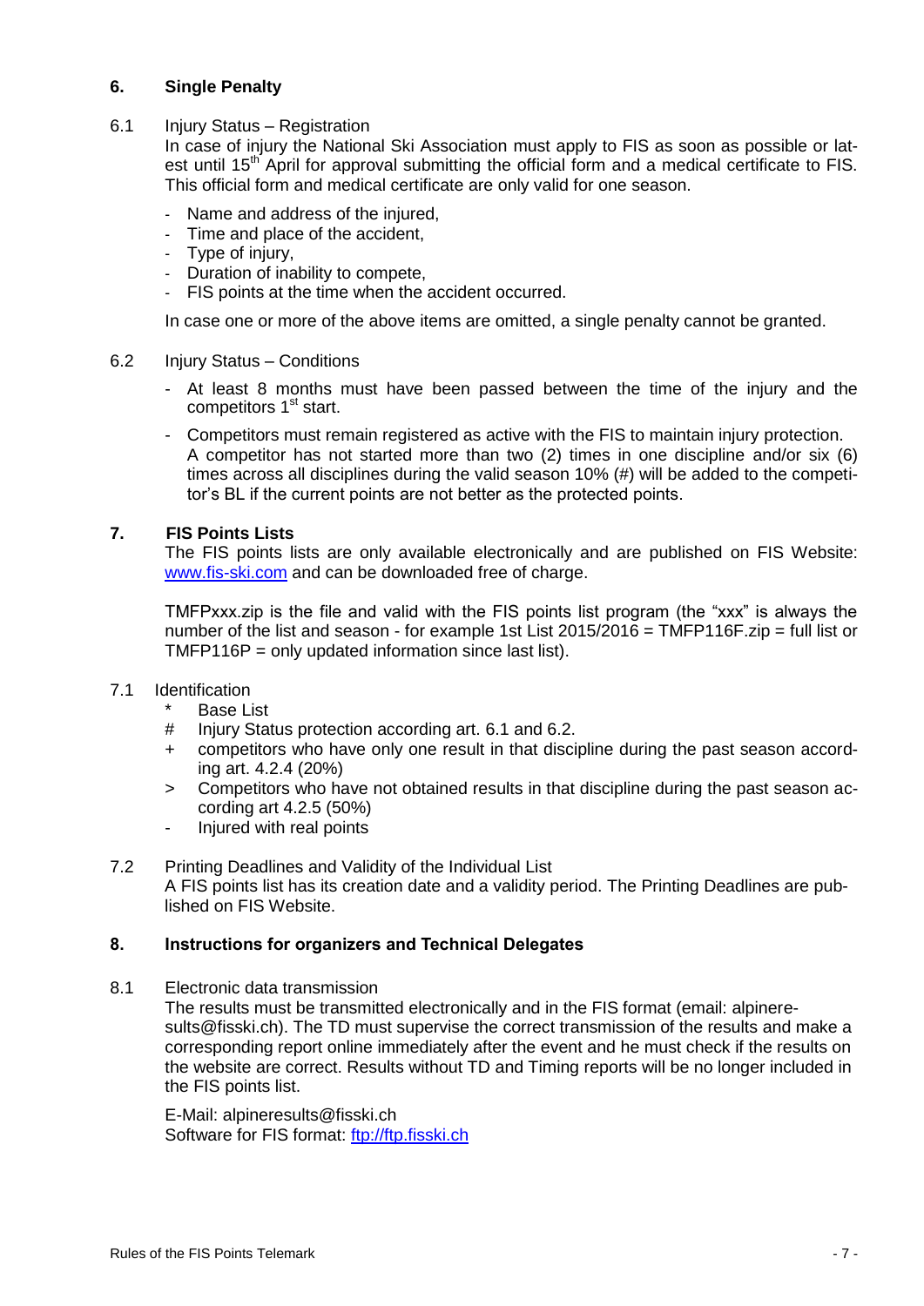## 6. Single Penalty

6.1 Injury Status – Registration

In case of injury the National Ski Association must apply to FIS as soon as possible or latest until 15th April for approval submitting the official form and a medical certificate to FIS. This official form and medical certificate are only valid for one season.

- Name and address of the injured,
- Time and place of the accident,
- Type of injury,
- Duration of inability to compete,
- FIS points at the time when the accident occurred.

In case one or more of the above items are omitted, a single penalty cannot be granted.

6.2 Injury Status – Conditions

- At least 8 months must have been passed between the time of the injury and the competitors 1st start.
- Competitors must remain registered as active with the FIS to maintain injury protection. A competitor has not started more than two (2) times in one discipline and/or six (6) times across all disciplines during the valid season 10% (#) will be added to the competitor's BL if the current points are not better as the protected points.

## 7. FIS Points Lists

The FIS points lists are only available electronically and are published on FIS Website: [www.fis-ski.com](http://www.fis-ski.com) and can be downloaded free of charge.

TMFPxxx.zip is the file and valid with the FIS points list program (the "xxx" is always the number of the list and season - for example 1st List 2015/2016 = TMFP116F.zip = full list or TMFP116P = only updated information since last list).

7.1 Identification

- \* Base List
- \# Injury Status protection according art. 6.1 and 6.2.
- \+ competitors who have only one result in that discipline during the past season according art. 4.2.4 (20%)
- \> Competitors who have not obtained results in that discipline during the past season according art 4.2.5 (50%)
- \- Injured with real points

7.2 Printing Deadlines and Validity of the Individual List

A FIS points list has its creation date and a validity period. The Printing Deadlines are published on FIS Website.

## 8. Instructions for organizers and Technical Delegates

8.1 Electronic data transmission

The results must be transmitted electronically and in the FIS format (email: alpineresults@fisski.ch). The TD must supervise the correct transmission of the results and make a corresponding report online immediately after the event and he must check if the results on the website are correct. Results without TD and Timing reports will be no longer included in the FIS points list.

E-Mail: alpineresults@fisski.ch
Software for FIS format: [ftp://ftp.fisski.ch](ftp://ftp.fisski.ch)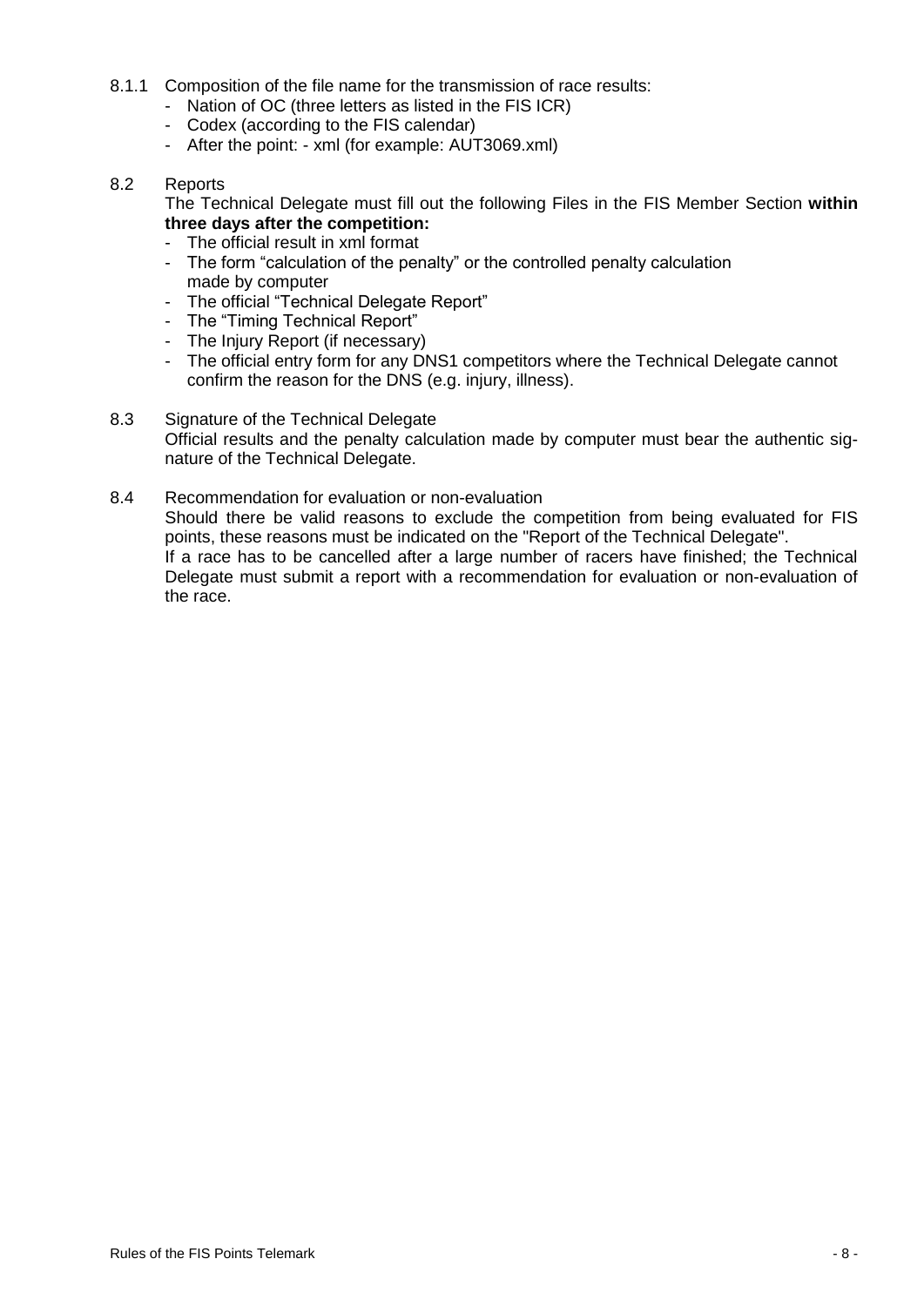8.1.1 Composition of the file name for the transmission of race results:

- Nation of OC (three letters as listed in the FIS ICR)
- Codex (according to the FIS calendar)
- After the point: - xml (for example: AUT3069.xml)

## 8.2 Reports

The Technical Delegate must fill out the following Files in the FIS Member Section **within three days after the competition:**

- The official result in xml format
- The form "calculation of the penalty" or the controlled penalty calculation made by computer
- The official "Technical Delegate Report"
- The "Timing Technical Report"
- The Injury Report (if necessary)
- The official entry form for any DNS1 competitors where the Technical Delegate cannot confirm the reason for the DNS (e.g. injury, illness).

## 8.3 Signature of the Technical Delegate

Official results and the penalty calculation made by computer must bear the authentic signature of the Technical Delegate.

## 8.4 Recommendation for evaluation or non-evaluation

Should there be valid reasons to exclude the competition from being evaluated for FIS points, these reasons must be indicated on the "Report of the Technical Delegate".
If a race has to be cancelled after a large number of racers have finished; the Technical Delegate must submit a report with a recommendation for evaluation or non-evaluation of the race.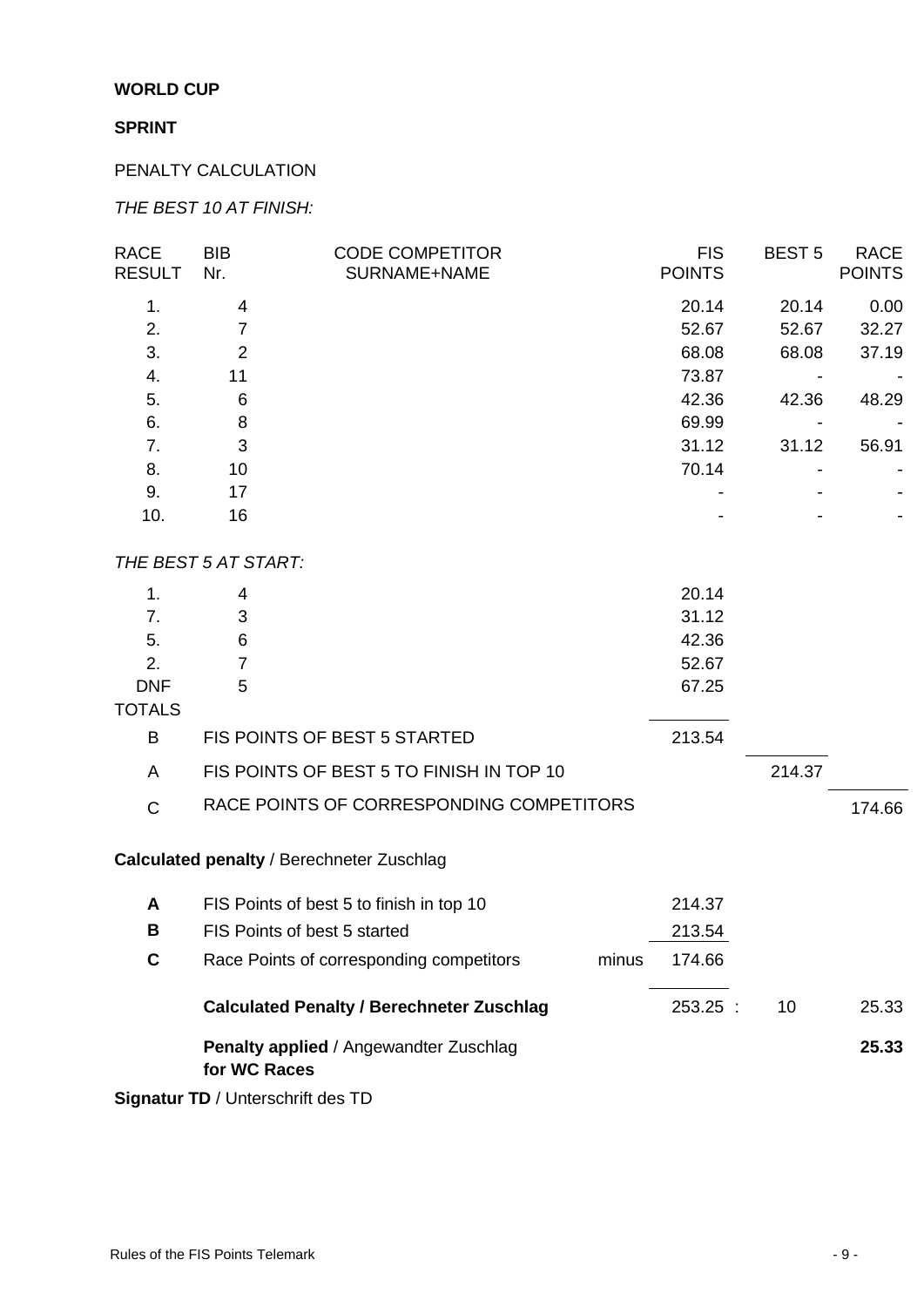**WORLD CUP**

**SPRINT**

PENALTY CALCULATION

*THE BEST 10 AT FINISH:*

| RACE RESULT | BIB Nr. | CODE COMPETITOR SURNAME+NAME | FIS POINTS | BEST 5 | RACE POINTS |
|---|---|---|---|---|---|
| 1. | 4 | | 20.14 | 20.14 | 0.00 |
| 2. | 7 | | 52.67 | 52.67 | 32.27 |
| 3. | 2 | | 68.08 | 68.08 | 37.19 |
| 4. | 11 | | 73.87 | - | - |
| 5. | 6 | | 42.36 | 42.36 | 48.29 |
| 6. | 8 | | 69.99 | - | - |
| 7. | 3 | | 31.12 | 31.12 | 56.91 |
| 8. | 10 | | 70.14 | - | - |
| 9. | 17 | | - | - | - |
| 10. | 16 | | - | - | - |

*THE BEST 5 AT START:*

| | | | | | |
|---|---|---|---|---|---|
| 1. | 4 | | 20.14 | | |
| 7. | 3 | | 31.12 | | |
| 5. | 6 | | 42.36 | | |
| 2. | 7 | | 52.67 | | |
| DNF | 5 | | 67.25 | | |
| TOTALS | | | | | |
| B | FIS POINTS OF BEST 5 STARTED | | 213.54 | | |
| A | FIS POINTS OF BEST 5 TO FINISH IN TOP 10 | | | 214.37 | |
| C | RACE POINTS OF CORRESPONDING COMPETITORS | | | | 174.66 |

**Calculated penalty** / Berechneter Zuschlag

| | | | | | |
|---|---|---|---|---|---|
| **A** | FIS Points of best 5 to finish in top 10 | | 214.37 | | |
| **B** | FIS Points of best 5 started | | 213.54 | | |
| **C** | Race Points of corresponding competitors | minus | 174.66 | | |
| | **Calculated Penalty / Berechneter Zuschlag** | | 253.25 : | 10 | 25.33 |
| | **Penalty applied** / Angewandter Zuschlag **for WC Races** | | | | **25.33** |

**Signatur TD** / Unterschrift des TD